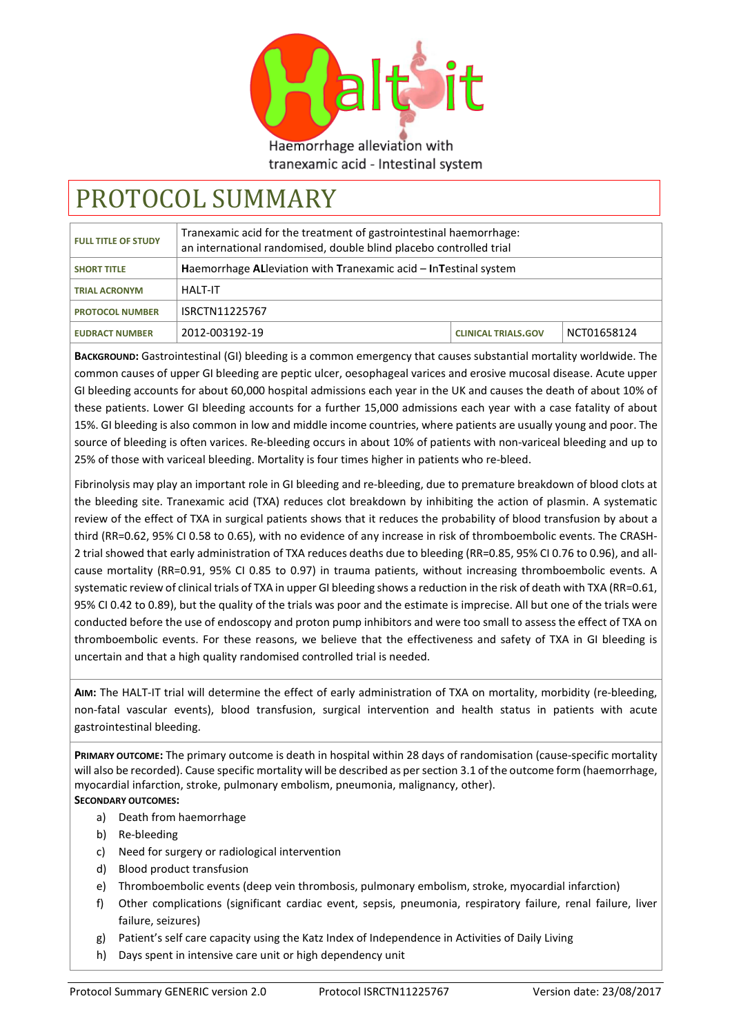Haltit

Haemorrhage alleviation with tranexamic acid - Intestinal system

# PROTOCOL SUMMARY

| | | | |
|---|---|---|---|
| **FULL TITLE OF STUDY** | Tranexamic acid for the treatment of gastrointestinal haemorrhage: an international randomised, double blind placebo controlled trial | | |
| **SHORT TITLE** | **H**aemorrhage **AL**leviation with **T**ranexamic acid – **I**n**T**estinal system | | |
| **TRIAL ACRONYM** | HALT-IT | | |
| **PROTOCOL NUMBER** | ISRCTN11225767 | | |
| **EUDRACT NUMBER** | 2012-003192-19 | **CLINICAL TRIALS.GOV** | NCT01658124 |

**BACKGROUND:** Gastrointestinal (GI) bleeding is a common emergency that causes substantial mortality worldwide. The common causes of upper GI bleeding are peptic ulcer, oesophageal varices and erosive mucosal disease. Acute upper GI bleeding accounts for about 60,000 hospital admissions each year in the UK and causes the death of about 10% of these patients. Lower GI bleeding accounts for a further 15,000 admissions each year with a case fatality of about 15%. GI bleeding is also common in low and middle income countries, where patients are usually young and poor. The source of bleeding is often varices. Re-bleeding occurs in about 10% of patients with non-variceal bleeding and up to 25% of those with variceal bleeding. Mortality is four times higher in patients who re-bleed.

Fibrinolysis may play an important role in GI bleeding and re-bleeding, due to premature breakdown of blood clots at the bleeding site. Tranexamic acid (TXA) reduces clot breakdown by inhibiting the action of plasmin. A systematic review of the effect of TXA in surgical patients shows that it reduces the probability of blood transfusion by about a third (RR=0.62, 95% CI 0.58 to 0.65), with no evidence of any increase in risk of thromboembolic events. The CRASH-2 trial showed that early administration of TXA reduces deaths due to bleeding (RR=0.85, 95% CI 0.76 to 0.96), and all-cause mortality (RR=0.91, 95% CI 0.85 to 0.97) in trauma patients, without increasing thromboembolic events. A systematic review of clinical trials of TXA in upper GI bleeding shows a reduction in the risk of death with TXA (RR=0.61, 95% CI 0.42 to 0.89), but the quality of the trials was poor and the estimate is imprecise. All but one of the trials were conducted before the use of endoscopy and proton pump inhibitors and were too small to assess the effect of TXA on thromboembolic events. For these reasons, we believe that the effectiveness and safety of TXA in GI bleeding is uncertain and that a high quality randomised controlled trial is needed.

**AIM:** The HALT-IT trial will determine the effect of early administration of TXA on mortality, morbidity (re-bleeding, non-fatal vascular events), blood transfusion, surgical intervention and health status in patients with acute gastrointestinal bleeding.

**PRIMARY OUTCOME:** The primary outcome is death in hospital within 28 days of randomisation (cause-specific mortality will also be recorded). Cause specific mortality will be described as per section 3.1 of the outcome form (haemorrhage, myocardial infarction, stroke, pulmonary embolism, pneumonia, malignancy, other).

**SECONDARY OUTCOMES:**

a) Death from haemorrhage
b) Re-bleeding
c) Need for surgery or radiological intervention
d) Blood product transfusion
e) Thromboembolic events (deep vein thrombosis, pulmonary embolism, stroke, myocardial infarction)
f) Other complications (significant cardiac event, sepsis, pneumonia, respiratory failure, renal failure, liver failure, seizures)
g) Patient's self care capacity using the Katz Index of Independence in Activities of Daily Living
h) Days spent in intensive care unit or high dependency unit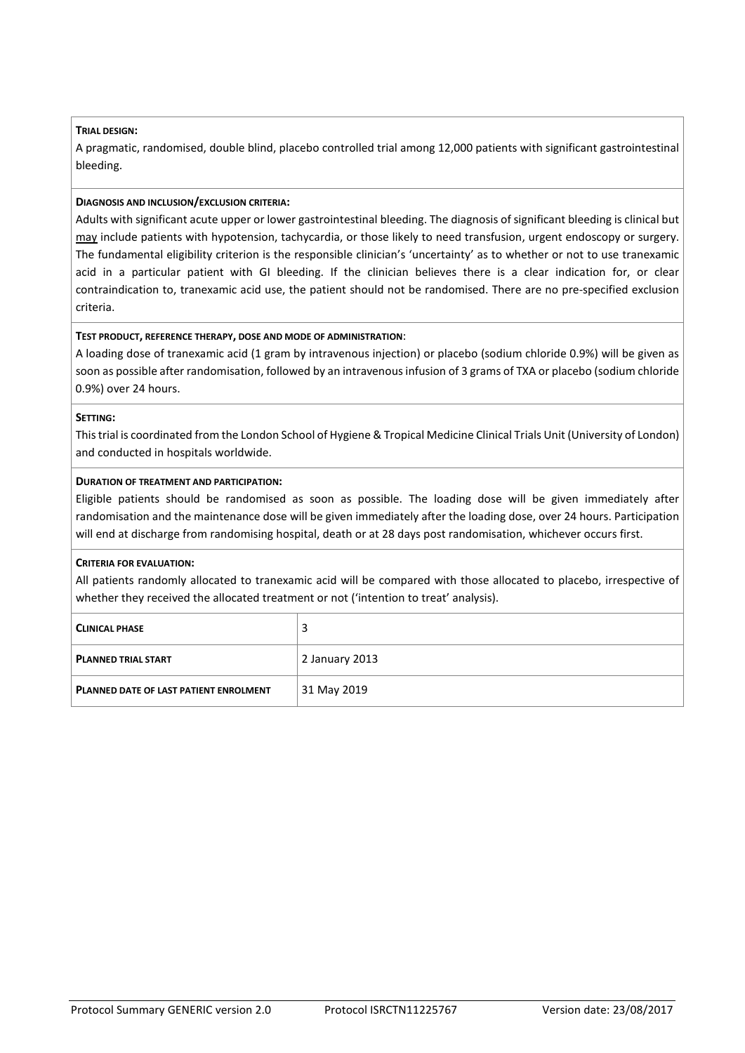**TRIAL DESIGN:**

A pragmatic, randomised, double blind, placebo controlled trial among 12,000 patients with significant gastrointestinal bleeding.

**DIAGNOSIS AND INCLUSION/EXCLUSION CRITERIA:**

Adults with significant acute upper or lower gastrointestinal bleeding. The diagnosis of significant bleeding is clinical but may include patients with hypotension, tachycardia, or those likely to need transfusion, urgent endoscopy or surgery. The fundamental eligibility criterion is the responsible clinician's 'uncertainty' as to whether or not to use tranexamic acid in a particular patient with GI bleeding. If the clinician believes there is a clear indication for, or clear contraindication to, tranexamic acid use, the patient should not be randomised. There are no pre-specified exclusion criteria.

**TEST PRODUCT, REFERENCE THERAPY, DOSE AND MODE OF ADMINISTRATION:**

A loading dose of tranexamic acid (1 gram by intravenous injection) or placebo (sodium chloride 0.9%) will be given as soon as possible after randomisation, followed by an intravenous infusion of 3 grams of TXA or placebo (sodium chloride 0.9%) over 24 hours.

**SETTING:**

This trial is coordinated from the London School of Hygiene & Tropical Medicine Clinical Trials Unit (University of London) and conducted in hospitals worldwide.

**DURATION OF TREATMENT AND PARTICIPATION:**

Eligible patients should be randomised as soon as possible. The loading dose will be given immediately after randomisation and the maintenance dose will be given immediately after the loading dose, over 24 hours. Participation will end at discharge from randomising hospital, death or at 28 days post randomisation, whichever occurs first.

**CRITERIA FOR EVALUATION:**

All patients randomly allocated to tranexamic acid will be compared with those allocated to placebo, irrespective of whether they received the allocated treatment or not ('intention to treat' analysis).

| | |
|---|---|
| **CLINICAL PHASE** | 3 |
| **PLANNED TRIAL START** | 2 January 2013 |
| **PLANNED DATE OF LAST PATIENT ENROLMENT** | 31 May 2019 |